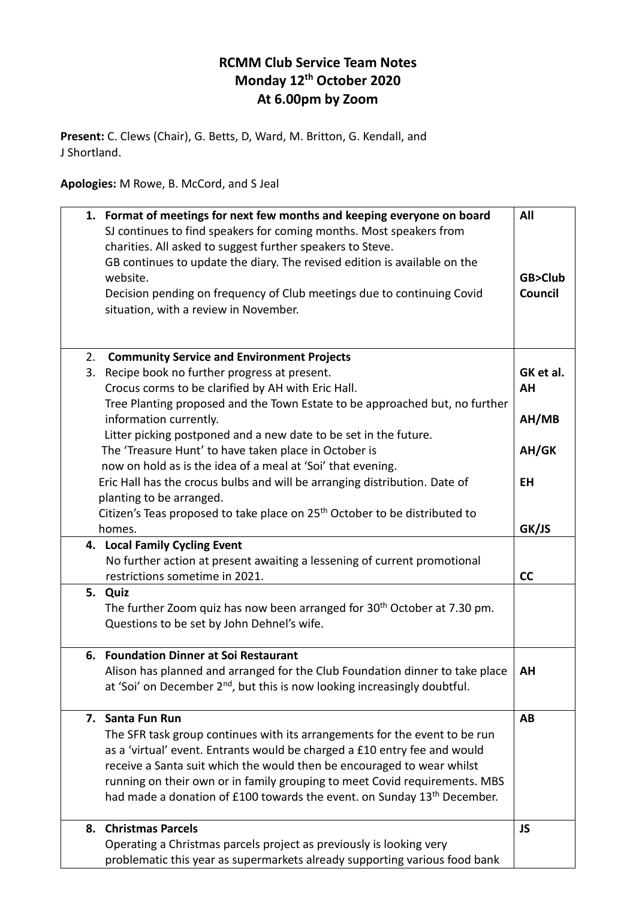# RCMM Club Service Team Notes
## Monday 12th October 2020
## At 6.00pm by Zoom

**Present:** C. Clews (Chair), G. Betts, D, Ward, M. Britton, G. Kendall, and J Shortland.

**Apologies:** M Rowe, B. McCord, and S Jeal

| | |
|---|---|
| **1. Format of meetings for next few months and keeping everyone on board**<br>SJ continues to find speakers for coming months. Most speakers from charities. All asked to suggest further speakers to Steve.<br>GB continues to update the diary. The revised edition is available on the website.<br>Decision pending on frequency of Club meetings due to continuing Covid situation, with a review in November. | **All**<br><br>**GB>Club Council** |
| **2. Community Service and Environment Projects**<br>3. Recipe book no further progress at present.<br>Crocus corms to be clarified by AH with Eric Hall.<br>Tree Planting proposed and the Town Estate to be approached but, no further information currently.<br>Litter picking postponed and a new date to be set in the future.<br>The 'Treasure Hunt' to have taken place in October is now on hold as is the idea of a meal at 'Soi' that evening.<br>Eric Hall has the crocus bulbs and will be arranging distribution. Date of planting to be arranged.<br>Citizen's Teas proposed to take place on 25th October to be distributed to homes. | **GK et al.**<br>**AH**<br><br>**AH/MB**<br><br>**AH/GK**<br><br>**EH**<br><br>**GK/JS** |
| **4. Local Family Cycling Event**<br>No further action at present awaiting a lessening of current promotional restrictions sometime in 2021. | **CC** |
| **5. Quiz**<br>The further Zoom quiz has now been arranged for 30th October at 7.30 pm. Questions to be set by John Dehnel's wife. | |
| **6. Foundation Dinner at Soi Restaurant**<br>Alison has planned and arranged for the Club Foundation dinner to take place at 'Soi' on December 2nd, but this is now looking increasingly doubtful. | **AH** |
| **7. Santa Fun Run**<br>The SFR task group continues with its arrangements for the event to be run as a 'virtual' event. Entrants would be charged a £10 entry fee and would receive a Santa suit which the would then be encouraged to wear whilst running on their own or in family grouping to meet Covid requirements. MBS had made a donation of £100 towards the event. on Sunday 13th December. | **AB** |
| **8. Christmas Parcels**<br>Operating a Christmas parcels project as previously is looking very problematic this year as supermarkets already supporting various food bank | **JS** |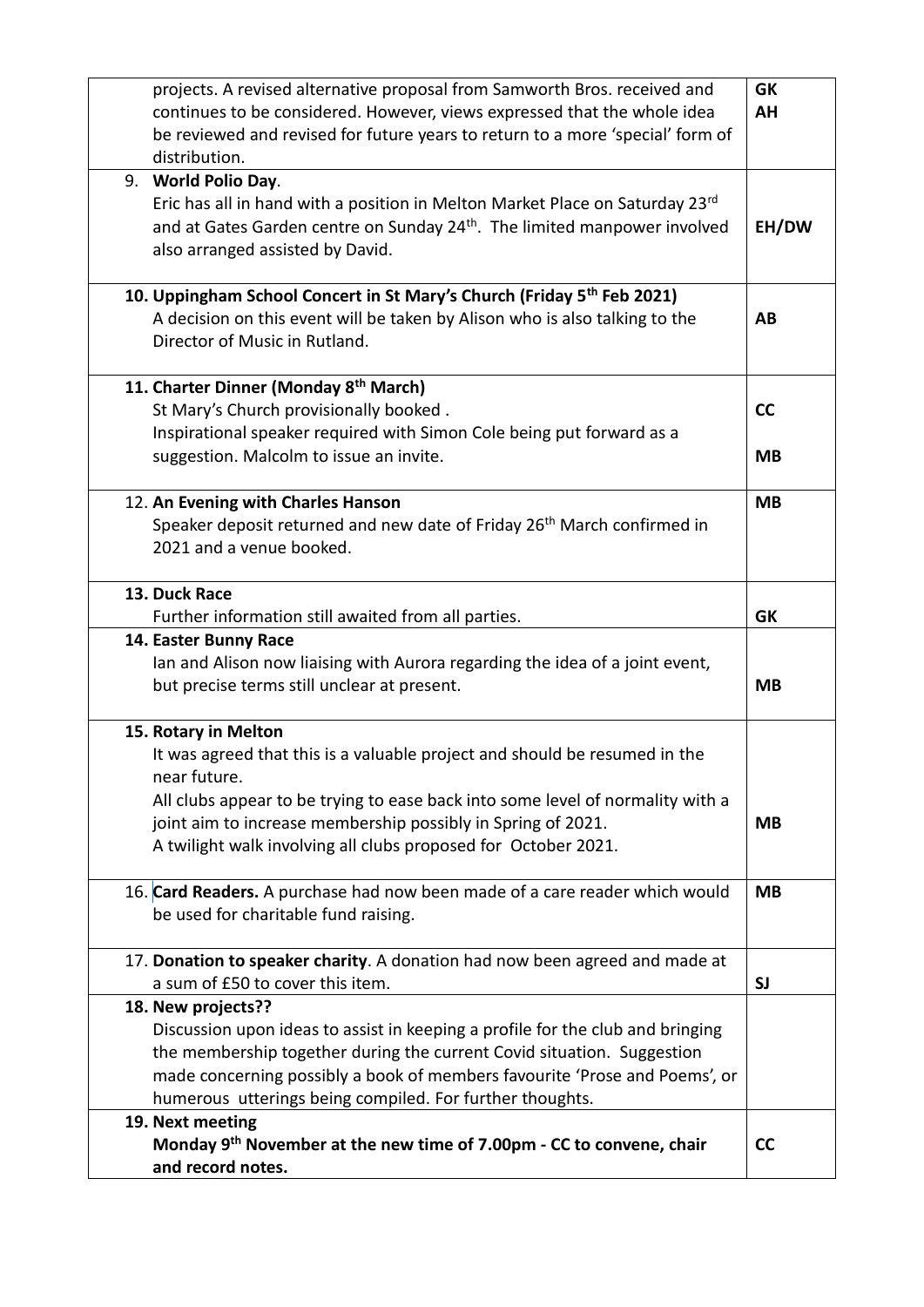| | |
|---|---|
| projects. A revised alternative proposal from Samworth Bros. received and continues to be considered. However, views expressed that the whole idea be reviewed and revised for future years to return to a more 'special' form of distribution. | **GK**<br>**AH** |
| 9. **World Polio Day**.<br>Eric has all in hand with a position in Melton Market Place on Saturday 23rd and at Gates Garden centre on Sunday 24th. The limited manpower involved also arranged assisted by David. | **EH/DW** |
| **10. Uppingham School Concert in St Mary's Church (Friday 5th Feb 2021)**<br>A decision on this event will be taken by Alison who is also talking to the Director of Music in Rutland. | **AB** |
| **11. Charter Dinner (Monday 8th March)**<br>St Mary's Church provisionally booked .<br>Inspirational speaker required with Simon Cole being put forward as a suggestion. Malcolm to issue an invite. | **CC**<br>**MB** |
| 12. **An Evening with Charles Hanson**<br>Speaker deposit returned and new date of Friday 26th March confirmed in 2021 and a venue booked. | **MB** |
| **13. Duck Race**<br>Further information still awaited from all parties. | **GK** |
| **14. Easter Bunny Race**<br>Ian and Alison now liaising with Aurora regarding the idea of a joint event, but precise terms still unclear at present. | **MB** |
| **15. Rotary in Melton**<br>It was agreed that this is a valuable project and should be resumed in the near future.<br>All clubs appear to be trying to ease back into some level of normality with a joint aim to increase membership possibly in Spring of 2021.<br>A twilight walk involving all clubs proposed for October 2021. | **MB** |
| 16. **Card Readers.** A purchase had now been made of a care reader which would be used for charitable fund raising. | **MB** |
| 17. **Donation to speaker charity**. A donation had now been agreed and made at a sum of £50 to cover this item. | **SJ** |
| **18. New projects??**<br>Discussion upon ideas to assist in keeping a profile for the club and bringing the membership together during the current Covid situation. Suggestion made concerning possibly a book of members favourite 'Prose and Poems', or humerous utterings being compiled. For further thoughts. | |
| **19. Next meeting**<br>**Monday 9th November at the new time of 7.00pm - CC to convene, chair and record notes.** | **CC** |